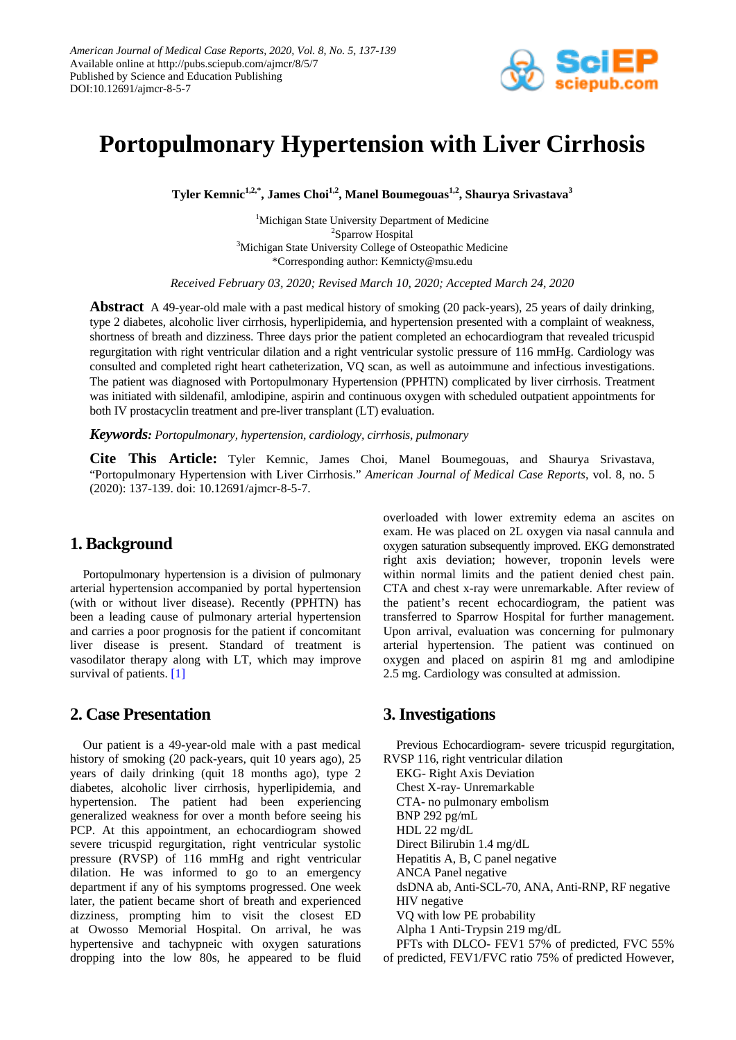American Journal of Medical Case Reports, 2020, Vol. 8, No. 5, 137-139
Available online at http://pubs.sciepub.com/ajmcr/8/5/7
Published by Science and Education Publishing
DOI:10.12691/ajmcr-8-5-7

# Portopulmonary Hypertension with Liver Cirrhosis

**Tyler Kemnic[1,2,*], James Choi[1,2], Manel Boumegouas[1,2], Shaurya Srivastava[3]**

[1]Michigan State University Department of Medicine
[2]Sparrow Hospital
[3]Michigan State University College of Osteopathic Medicine
*Corresponding author: Kemnicty@msu.edu

*Received February 03, 2020; Revised March 10, 2020; Accepted March 24, 2020*

**Abstract** A 49-year-old male with a past medical history of smoking (20 pack-years), 25 years of daily drinking, type 2 diabetes, alcoholic liver cirrhosis, hyperlipidemia, and hypertension presented with a complaint of weakness, shortness of breath and dizziness. Three days prior the patient completed an echocardiogram that revealed tricuspid regurgitation with right ventricular dilation and a right ventricular systolic pressure of 116 mmHg. Cardiology was consulted and completed right heart catheterization, VQ scan, as well as autoimmune and infectious investigations. The patient was diagnosed with Portopulmonary Hypertension (PPHTN) complicated by liver cirrhosis. Treatment was initiated with sildenafil, amlodipine, aspirin and continuous oxygen with scheduled outpatient appointments for both IV prostacyclin treatment and pre-liver transplant (LT) evaluation.

***Keywords:*** *Portopulmonary, hypertension, cardiology, cirrhosis, pulmonary*

**Cite This Article:** Tyler Kemnic, James Choi, Manel Boumegouas, and Shaurya Srivastava, "Portopulmonary Hypertension with Liver Cirrhosis." *American Journal of Medical Case Reports*, vol. 8, no. 5 (2020): 137-139. doi: 10.12691/ajmcr-8-5-7.

## 1. Background

Portopulmonary hypertension is a division of pulmonary arterial hypertension accompanied by portal hypertension (with or without liver disease). Recently (PPHTN) has been a leading cause of pulmonary arterial hypertension and carries a poor prognosis for the patient if concomitant liver disease is present. Standard of treatment is vasodilator therapy along with LT, which may improve survival of patients. [1]

## 2. Case Presentation

Our patient is a 49-year-old male with a past medical history of smoking (20 pack-years, quit 10 years ago), 25 years of daily drinking (quit 18 months ago), type 2 diabetes, alcoholic liver cirrhosis, hyperlipidemia, and hypertension. The patient had been experiencing generalized weakness for over a month before seeing his PCP. At this appointment, an echocardiogram showed severe tricuspid regurgitation, right ventricular systolic pressure (RVSP) of 116 mmHg and right ventricular dilation. He was informed to go to an emergency department if any of his symptoms progressed. One week later, the patient became short of breath and experienced dizziness, prompting him to visit the closest ED at Owosso Memorial Hospital. On arrival, he was hypertensive and tachypneic with oxygen saturations dropping into the low 80s, he appeared to be fluid overloaded with lower extremity edema an ascites on exam. He was placed on 2L oxygen via nasal cannula and oxygen saturation subsequently improved. EKG demonstrated right axis deviation; however, troponin levels were within normal limits and the patient denied chest pain. CTA and chest x-ray were unremarkable. After review of the patient's recent echocardiogram, the patient was transferred to Sparrow Hospital for further management. Upon arrival, evaluation was concerning for pulmonary arterial hypertension. The patient was continued on oxygen and placed on aspirin 81 mg and amlodipine 2.5 mg. Cardiology was consulted at admission.

## 3. Investigations

Previous Echocardiogram- severe tricuspid regurgitation, RVSP 116, right ventricular dilation
EKG- Right Axis Deviation
Chest X-ray- Unremarkable
CTA- no pulmonary embolism
BNP 292 pg/mL
HDL 22 mg/dL
Direct Bilirubin 1.4 mg/dL
Hepatitis A, B, C panel negative
ANCA Panel negative
dsDNA ab, Anti-SCL-70, ANA, Anti-RNP, RF negative
HIV negative
VQ with low PE probability
Alpha 1 Anti-Trypsin 219 mg/dL
PFTs with DLCO- FEV1 57% of predicted, FVC 55% of predicted, FEV1/FVC ratio 75% of predicted However,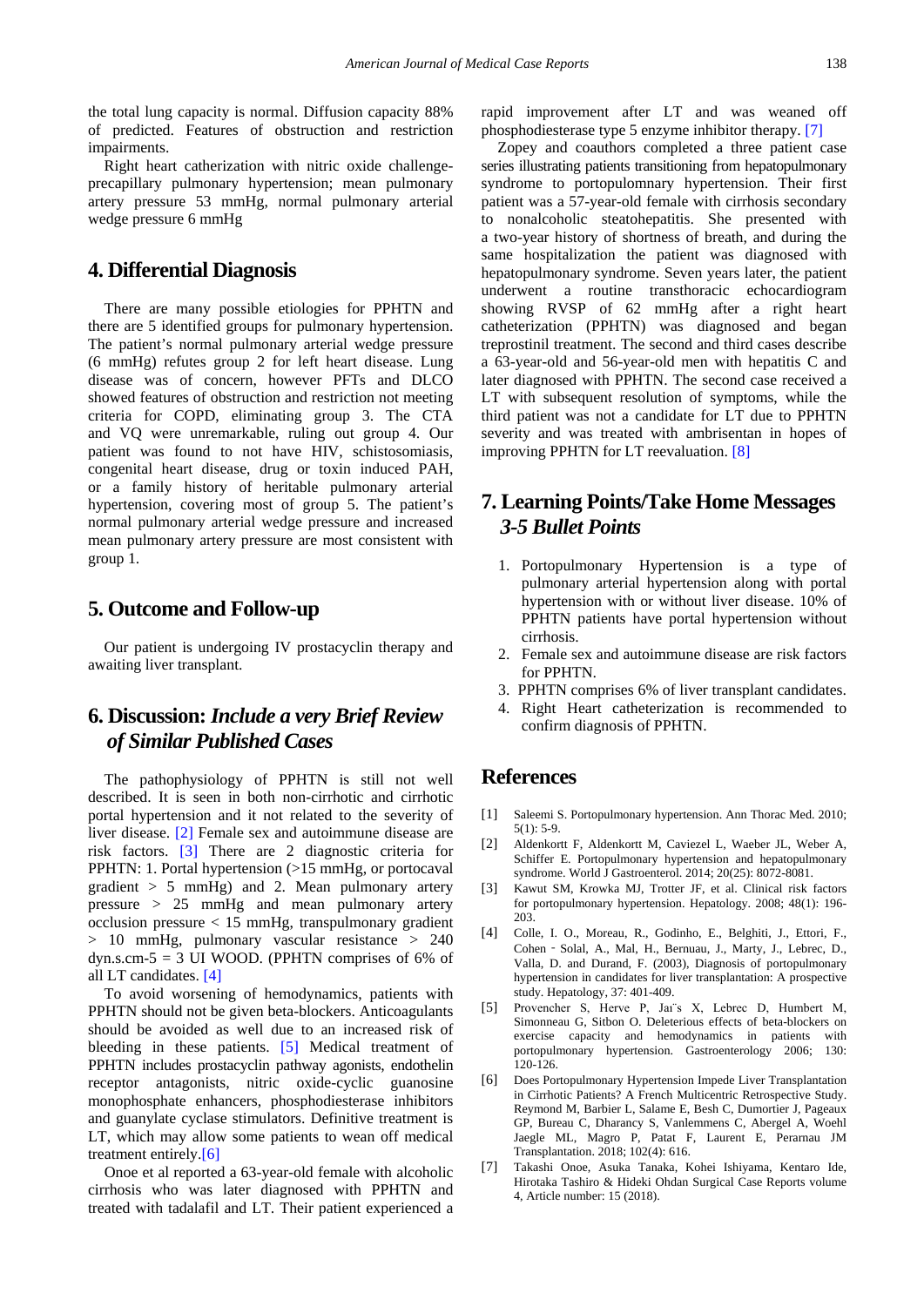the total lung capacity is normal. Diffusion capacity 88% of predicted. Features of obstruction and restriction impairments.

Right heart catherization with nitric oxide challenge- precapillary pulmonary hypertension; mean pulmonary artery pressure 53 mmHg, normal pulmonary arterial wedge pressure 6 mmHg

## 4. Differential Diagnosis

There are many possible etiologies for PPHTN and there are 5 identified groups for pulmonary hypertension. The patient's normal pulmonary arterial wedge pressure (6 mmHg) refutes group 2 for left heart disease. Lung disease was of concern, however PFTs and DLCO showed features of obstruction and restriction not meeting criteria for COPD, eliminating group 3. The CTA and VQ were unremarkable, ruling out group 4. Our patient was found to not have HIV, schistosomiasis, congenital heart disease, drug or toxin induced PAH, or a family history of heritable pulmonary arterial hypertension, covering most of group 5. The patient's normal pulmonary arterial wedge pressure and increased mean pulmonary artery pressure are most consistent with group 1.

## 5. Outcome and Follow-up

Our patient is undergoing IV prostacyclin therapy and awaiting liver transplant.

## 6. Discussion: *Include a very Brief Review of Similar Published Cases*

The pathophysiology of PPHTN is still not well described. It is seen in both non-cirrhotic and cirrhotic portal hypertension and it not related to the severity of liver disease. [2] Female sex and autoimmune disease are risk factors. [3] There are 2 diagnostic criteria for PPHTN: 1. Portal hypertension (>15 mmHg, or portocaval gradient > 5 mmHg) and 2. Mean pulmonary artery pressure > 25 mmHg and mean pulmonary artery occlusion pressure < 15 mmHg, transpulmonary gradient > 10 mmHg, pulmonary vascular resistance > 240 dyn.s.cm-5 = 3 UI WOOD. (PPHTN comprises of 6% of all LT candidates. [4]

To avoid worsening of hemodynamics, patients with PPHTN should not be given beta-blockers. Anticoagulants should be avoided as well due to an increased risk of bleeding in these patients. [5] Medical treatment of PPHTN includes prostacyclin pathway agonists, endothelin receptor antagonists, nitric oxide-cyclic guanosine monophosphate enhancers, phosphodiesterase inhibitors and guanylate cyclase stimulators. Definitive treatment is LT, which may allow some patients to wean off medical treatment entirely.[6]

Onoe et al reported a 63-year-old female with alcoholic cirrhosis who was later diagnosed with PPHTN and treated with tadalafil and LT. Their patient experienced a rapid improvement after LT and was weaned off phosphodiesterase type 5 enzyme inhibitor therapy. [7]

Zopey and coauthors completed a three patient case series illustrating patients transitioning from hepatopulmonary syndrome to portopulomnary hypertension. Their first patient was a 57-year-old female with cirrhosis secondary to nonalcoholic steatohepatitis. She presented with a two-year history of shortness of breath, and during the same hospitalization the patient was diagnosed with hepatopulmonary syndrome. Seven years later, the patient underwent a routine transthoracic echocardiogram showing RVSP of 62 mmHg after a right heart catheterization (PPHTN) was diagnosed and began treprostinil treatment. The second and third cases describe a 63-year-old and 56-year-old men with hepatitis C and later diagnosed with PPHTN. The second case received a LT with subsequent resolution of symptoms, while the third patient was not a candidate for LT due to PPHTN severity and was treated with ambrisentan in hopes of improving PPHTN for LT reevaluation. [8]

## 7. Learning Points/Take Home Messages *3-5 Bullet Points*

1. Portopulmonary Hypertension is a type of pulmonary arterial hypertension along with portal hypertension with or without liver disease. 10% of PPHTN patients have portal hypertension without cirrhosis.
2. Female sex and autoimmune disease are risk factors for PPHTN.
3. PPHTN comprises 6% of liver transplant candidates.
4. Right Heart catheterization is recommended to confirm diagnosis of PPHTN.

## References

[1] Saleemi S. Portopulmonary hypertension. Ann Thorac Med. 2010; 5(1): 5-9.

[2] Aldenkortt F, Aldenkortt M, Caviezel L, Waeber JL, Weber A, Schiffer E. Portopulmonary hypertension and hepatopulmonary syndrome. World J Gastroenterol. 2014; 20(25): 8072-8081.

[3] Kawut SM, Krowka MJ, Trotter JF, et al. Clinical risk factors for portopulmonary hypertension. Hepatology. 2008; 48(1): 196-203.

[4] Colle, I. O., Moreau, R., Godinho, E., Belghiti, J., Ettori, F., Cohen‐Solal, A., Mal, H., Bernuau, J., Marty, J., Lebrec, D., Valla, D. and Durand, F. (2003), Diagnosis of portopulmonary hypertension in candidates for liver transplantation: A prospective study. Hepatology, 37: 401-409.

[5] Provencher S, Herve P, Jaïs X, Lebrec D, Humbert M, Simonneau G, Sitbon O. Deleterious effects of beta-blockers on exercise capacity and hemodynamics in patients with portopulmonary hypertension. Gastroenterology 2006; 130: 120-126.

[6] Does Portopulmonary Hypertension Impede Liver Transplantation in Cirrhotic Patients? A French Multicentric Retrospective Study. Reymond M, Barbier L, Salame E, Besh C, Dumortier J, Pageaux GP, Bureau C, Dharancy S, Vanlemmens C, Abergel A, Woehl Jaegle ML, Magro P, Patat F, Laurent E, Perarnau JM Transplantation. 2018; 102(4): 616.

[7] Takashi Onoe, Asuka Tanaka, Kohei Ishiyama, Kentaro Ide, Hirotaka Tashiro & Hideki Ohdan Surgical Case Reports volume 4, Article number: 15 (2018).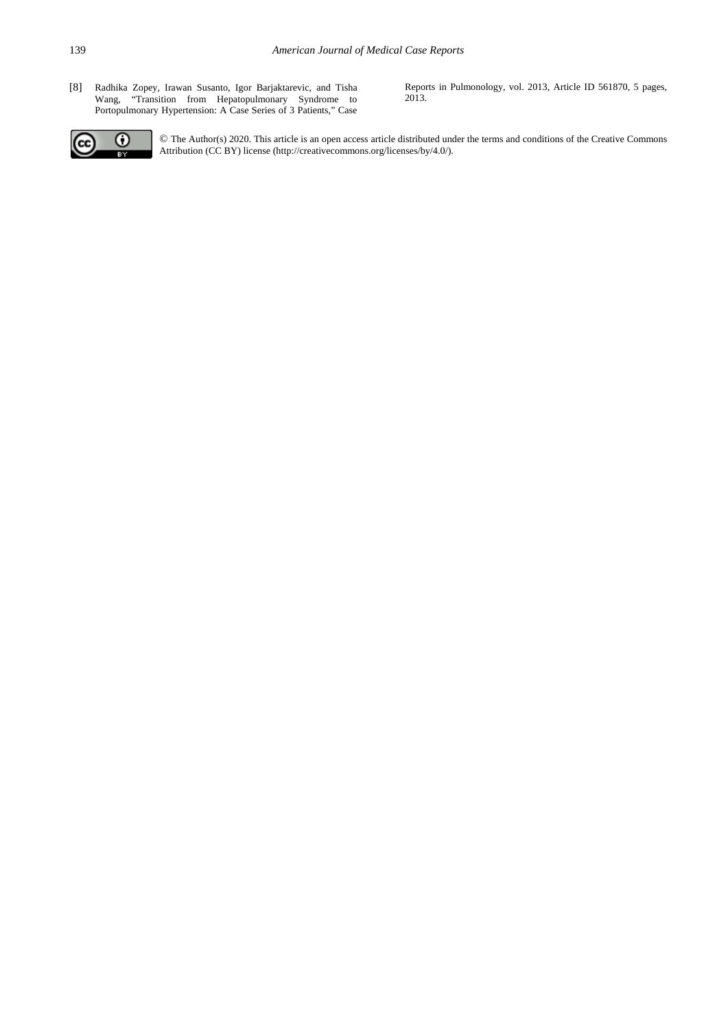[8] Radhika Zopey, Irawan Susanto, Igor Barjaktarevic, and Tisha Wang, "Transition from Hepatopulmonary Syndrome to Portopulmonary Hypertension: A Case Series of 3 Patients," Case Reports in Pulmonology, vol. 2013, Article ID 561870, 5 pages, 2013.

© The Author(s) 2020. This article is an open access article distributed under the terms and conditions of the Creative Commons Attribution (CC BY) license (http://creativecommons.org/licenses/by/4.0/).